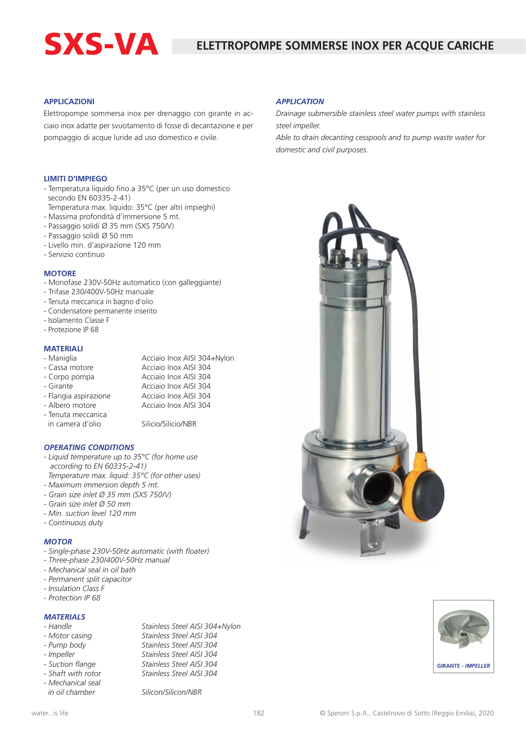# SXS-VA

## ELETTROPOMPE SOMMERSE INOX PER ACQUE CARICHE

### APPLICAZIONI

Elettropompe sommersa inox per drenaggio con girante in acciaio inox adatte per svuotamento di fosse di decantazione e per pompaggio di acque luride ad uso domestico e civile.

### *APPLICATION*

*Drainage submersible stainless steel water pumps with stainless steel impeller.*
*Able to drain decanting cesspools and to pump waste water for domestic and civil purposes.*

### LIMITI D'IMPIEGO

- Temperatura liquido fino a 35°C (per un uso domestico secondo EN 60335-2-41)
  Temperatura max. liquido: 35°C (per altri impieghi)
- Massima profondità d'immersione 5 mt.
- Passaggio solidi Ø 35 mm (SXS 750/V)
- Passaggio solidi Ø 50 mm
- Livello min. d'aspirazione 120 mm
- Servizio continuo

### MOTORE

- Monofase 230V-50Hz automatico (con galleggiante)
- Trifase 230/400V-50Hz manuale
- Tenuta meccanica in bagno d'olio
- Condensatore permanente inserito
- Isolamento Classe F
- Protezione IP 68

### MATERIALI

| | |
|---|---|
| - Maniglia | Acciaio Inox AISI 304+Nylon |
| - Cassa motore | Acciaio Inox AISI 304 |
| - Corpo pompa | Acciaio Inox AISI 304 |
| - Girante | Acciaio Inox AISI 304 |
| - Flangia aspirazione | Acciaio Inox AISI 304 |
| - Albero motore | Acciaio Inox AISI 304 |
| - Tenuta meccanica in camera d'olio | Silicio/Silicio/NBR |

### *OPERATING CONDITIONS*

- *Liquid temperature up to 35°C (for home use according to EN 60335-2-41)*
  *Temperature max. liquid: 35°C (for other uses)*
- *Maximum immersion depth 5 mt.*
- *Grain size inlet Ø 35 mm (SXS 750/V)*
- *Grain size inlet Ø 50 mm*
- *Min. suction level 120 mm*
- *Continuous duty*

### *MOTOR*

- *Single-phase 230V-50Hz automatic (with floater)*
- *Three-phase 230/400V-50Hz manual*
- *Mechanical seal in oil bath*
- *Permanent split capacitor*
- *Insulation Class F*
- *Protection IP 68*

### *MATERIALS*

| | |
|---|---|
| *- Handle* | *Stainless Steel AISI 304+Nylon* |
| *- Motor casing* | *Stainless Steel AISI 304* |
| *- Pump body* | *Stainless Steel AISI 304* |
| *- Impeller* | *Stainless Steel AISI 304* |
| *- Suction flange* | *Stainless Steel AISI 304* |
| *- Shaft with rotor* | *Stainless Steel AISI 304* |
| *- Mechanical seal in oil chamber* | *Silicon/Silicon/NBR* |

GIRANTE - *IMPELLER*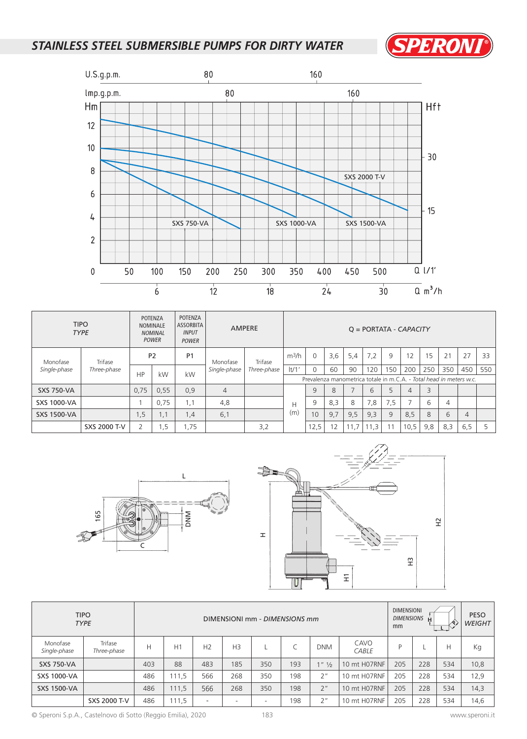# STAINLESS STEEL SUBMERSIBLE PUMPS FOR DIRTY WATER

SPERONI

U.S.g.p.m. 80 160

Imp.g.p.m. 80 160

Hm 12 10 8 6 4 2 0

Hft 30 15

SXS 2000 T-V

SXS 750-VA

SXS 1000-VA

SXS 1500-VA

50 100 150 200 250 300 350 400 450 500 Q l/1'

6 12 18 24 30 Q $m^3/h$

| TIPO *TYPE* | | POTENZA NOMINALE *NOMINAL POWER* | | POTENZA ASSORBITA *INPUT POWER* | AMPERE | | Q = PORTATA - *CAPACITY* | | | | | | | | | | | |
|---|---|---|---|---|---|---|---|---|---|---|---|---|---|---|---|---|---|---|
| Monofase *Single-phase* | Trifase *Three-phase* | P2 | | P1 | Monofase *Single-phase* | Trifase *Three-phase* | $m^3/h$ | 0 | 3,6 | 5,4 | 7,2 | 9 | 12 | 15 | 21 | 27 | 33 |
| | | HP | kW | kW | | | lt/1' | 0 | 60 | 90 | 120 | 150 | 200 | 250 | 350 | 450 | 550 |
| | | | | | | | Prevalenza manometrica totale in m.C.A. - *Total head in meters w.c.* | | | | | | | | | | |
| SXS 750-VA | | 0,75 | 0,55 | 0,9 | 4 | | H (m) | 9 | 8 | 7 | 6 | 5 | 4 | 3 | | | |
| SXS 1000-VA | | 1 | 0,75 | 1,1 | 4,8 | | | 9 | 8,3 | 8 | 7,8 | 7,5 | 7 | 6 | 4 | | |
| SXS 1500-VA | | 1,5 | 1,1 | 1,4 | 6,1 | | | 10 | 9,7 | 9,5 | 9,3 | 9 | 8,5 | 8 | 6 | 4 | |
| | SXS 2000 T-V | 2 | 1,5 | 1,75 | | 3,2 | | 12,5 | 12 | 11,7 | 11,3 | 11 | 10,5 | 9,8 | 8,3 | 6,5 | 5 |

L 165 C DNM H H1 H2 H3

| TIPO *TYPE* | | DIMENSIONI mm - *DIMENSIONS mm* | | | | | | | | DIMENSIONI *DIMENSIONS* mm | | | PESO *WEIGHT* |
|---|---|---|---|---|---|---|---|---|---|---|---|---|---|
| Monofase *Single-phase* | Trifase *Three-phase* | H | H1 | H2 | H3 | L | C | DNM | CAVO *CABLE* | P | L | H | Kg |
| SXS 750-VA | | 403 | 88 | 483 | 185 | 350 | 193 | 1" ½ | 10 mt H07RNF | 205 | 228 | 534 | 10,8 |
| SXS 1000-VA | | 486 | 111,5 | 566 | 268 | 350 | 198 | 2" | 10 mt H07RNF | 205 | 228 | 534 | 12,9 |
| SXS 1500-VA | | 486 | 111,5 | 566 | 268 | 350 | 198 | 2" | 10 mt H07RNF | 205 | 228 | 534 | 14,3 |
| | SXS 2000 T-V | 486 | 111,5 | - | - | - | 198 | 2" | 10 mt H07RNF | 205 | 228 | 534 | 14,6 |

© Speroni S.p.A., Castelnovo di Sotto (Reggio Emilia), 2020 www.speroni.it